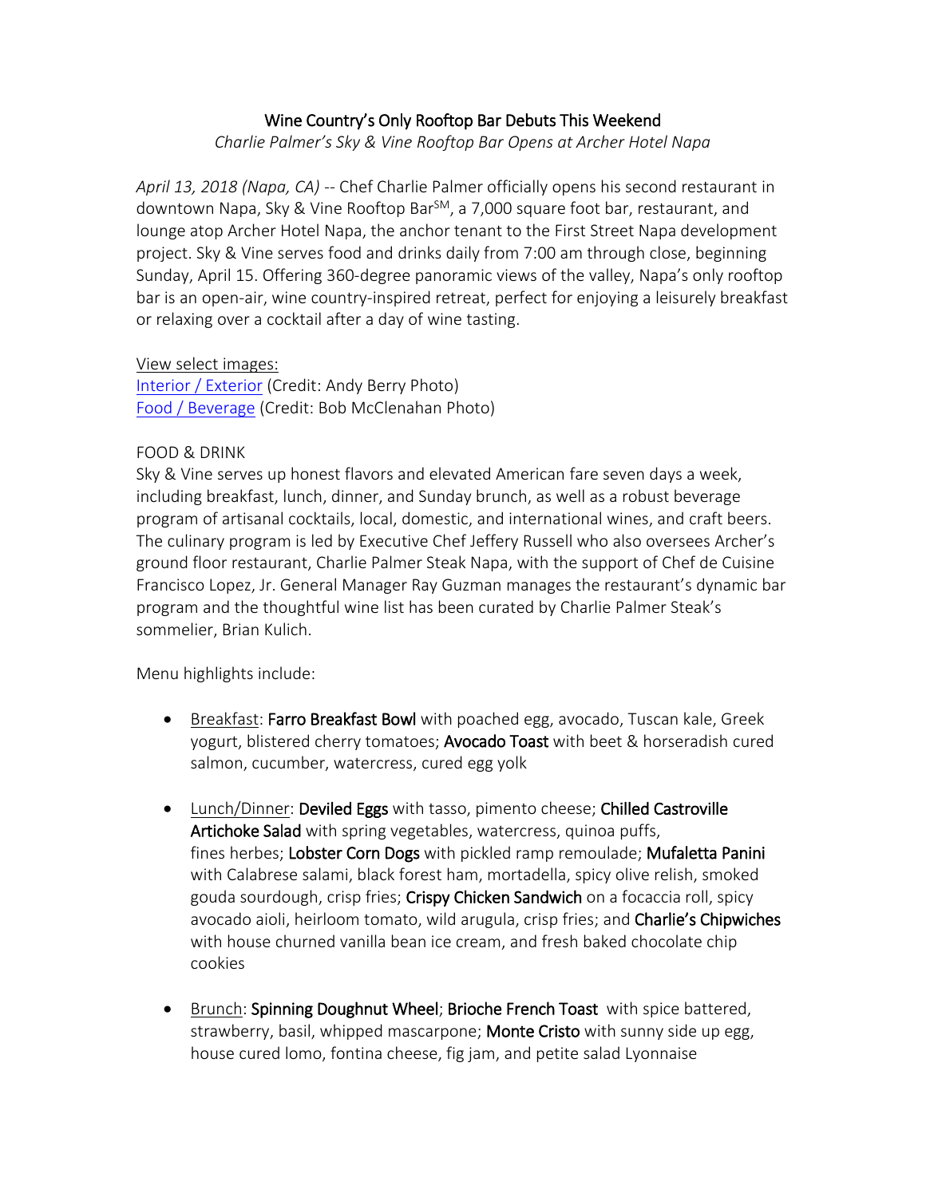# Wine Country's Only Rooftop Bar Debuts This Weekend

*Charlie Palmer's Sky & Vine Rooftop Bar Opens at Archer Hotel Napa*

*April 13, 2018 (Napa, CA)* -- Chef Charlie Palmer officially opens his second restaurant in downtown Napa, Sky & Vine Rooftop Bar℠, a 7,000 square foot bar, restaurant, and lounge atop Archer Hotel Napa, the anchor tenant to the First Street Napa development project. Sky & Vine serves food and drinks daily from 7:00 am through close, beginning Sunday, April 15. Offering 360-degree panoramic views of the valley, Napa's only rooftop bar is an open-air, wine country-inspired retreat, perfect for enjoying a leisurely breakfast or relaxing over a cocktail after a day of wine tasting.

View select images:
Interior / Exterior (Credit: Andy Berry Photo)
Food / Beverage (Credit: Bob McClenahan Photo)

FOOD & DRINK

Sky & Vine serves up honest flavors and elevated American fare seven days a week, including breakfast, lunch, dinner, and Sunday brunch, as well as a robust beverage program of artisanal cocktails, local, domestic, and international wines, and craft beers. The culinary program is led by Executive Chef Jeffery Russell who also oversees Archer's ground floor restaurant, Charlie Palmer Steak Napa, with the support of Chef de Cuisine Francisco Lopez, Jr. General Manager Ray Guzman manages the restaurant's dynamic bar program and the thoughtful wine list has been curated by Charlie Palmer Steak's sommelier, Brian Kulich.

Menu highlights include:

- Breakfast: **Farro Breakfast Bowl** with poached egg, avocado, Tuscan kale, Greek yogurt, blistered cherry tomatoes; **Avocado Toast** with beet & horseradish cured salmon, cucumber, watercress, cured egg yolk

- Lunch/Dinner: **Deviled Eggs** with tasso, pimento cheese; **Chilled Castroville Artichoke Salad** with spring vegetables, watercress, quinoa puffs, fines herbes; **Lobster Corn Dogs** with pickled ramp remoulade; **Mufaletta Panini** with Calabrese salami, black forest ham, mortadella, spicy olive relish, smoked gouda sourdough, crisp fries; **Crispy Chicken Sandwich** on a focaccia roll, spicy avocado aioli, heirloom tomato, wild arugula, crisp fries; and **Charlie's Chipwiches** with house churned vanilla bean ice cream, and fresh baked chocolate chip cookies

- Brunch: **Spinning Doughnut Wheel**; **Brioche French Toast** with spice battered, strawberry, basil, whipped mascarpone; **Monte Cristo** with sunny side up egg, house cured lomo, fontina cheese, fig jam, and petite salad Lyonnaise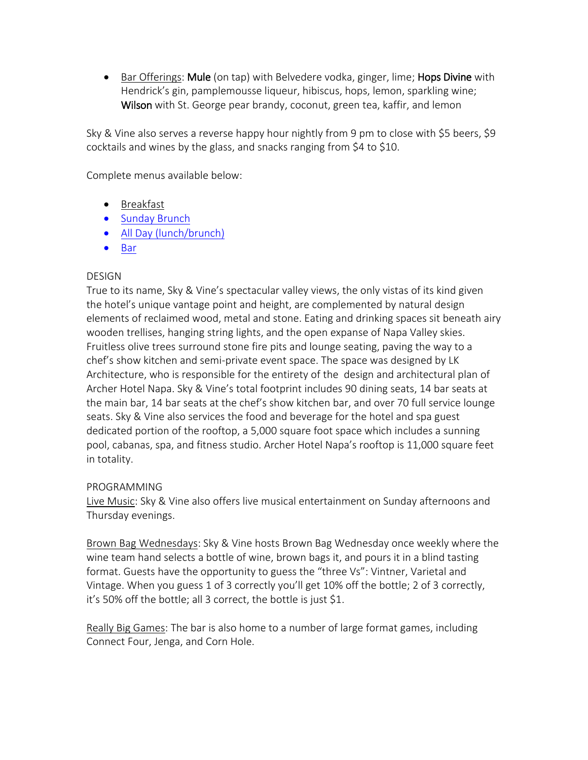- Bar Offerings: **Mule** (on tap) with Belvedere vodka, ginger, lime; **Hops Divine** with Hendrick's gin, pamplemousse liqueur, hibiscus, hops, lemon, sparkling wine; **Wilson** with St. George pear brandy, coconut, green tea, kaffir, and lemon

Sky & Vine also serves a reverse happy hour nightly from 9 pm to close with $5 beers, $9 cocktails and wines by the glass, and snacks ranging from $4 to $10.

Complete menus available below:

- Breakfast
- Sunday Brunch
- All Day (lunch/brunch)
- Bar

DESIGN

True to its name, Sky & Vine's spectacular valley views, the only vistas of its kind given the hotel's unique vantage point and height, are complemented by natural design elements of reclaimed wood, metal and stone. Eating and drinking spaces sit beneath airy wooden trellises, hanging string lights, and the open expanse of Napa Valley skies. Fruitless olive trees surround stone fire pits and lounge seating, paving the way to a chef's show kitchen and semi-private event space. The space was designed by LK Architecture, who is responsible for the entirety of the design and architectural plan of Archer Hotel Napa. Sky & Vine's total footprint includes 90 dining seats, 14 bar seats at the main bar, 14 bar seats at the chef's show kitchen bar, and over 70 full service lounge seats. Sky & Vine also services the food and beverage for the hotel and spa guest dedicated portion of the rooftop, a 5,000 square foot space which includes a sunning pool, cabanas, spa, and fitness studio. Archer Hotel Napa's rooftop is 11,000 square feet in totality.

PROGRAMMING

Live Music: Sky & Vine also offers live musical entertainment on Sunday afternoons and Thursday evenings.

Brown Bag Wednesdays: Sky & Vine hosts Brown Bag Wednesday once weekly where the wine team hand selects a bottle of wine, brown bags it, and pours it in a blind tasting format. Guests have the opportunity to guess the "three Vs": Vintner, Varietal and Vintage. When you guess 1 of 3 correctly you'll get 10% off the bottle; 2 of 3 correctly, it's 50% off the bottle; all 3 correct, the bottle is just $1.

Really Big Games: The bar is also home to a number of large format games, including Connect Four, Jenga, and Corn Hole.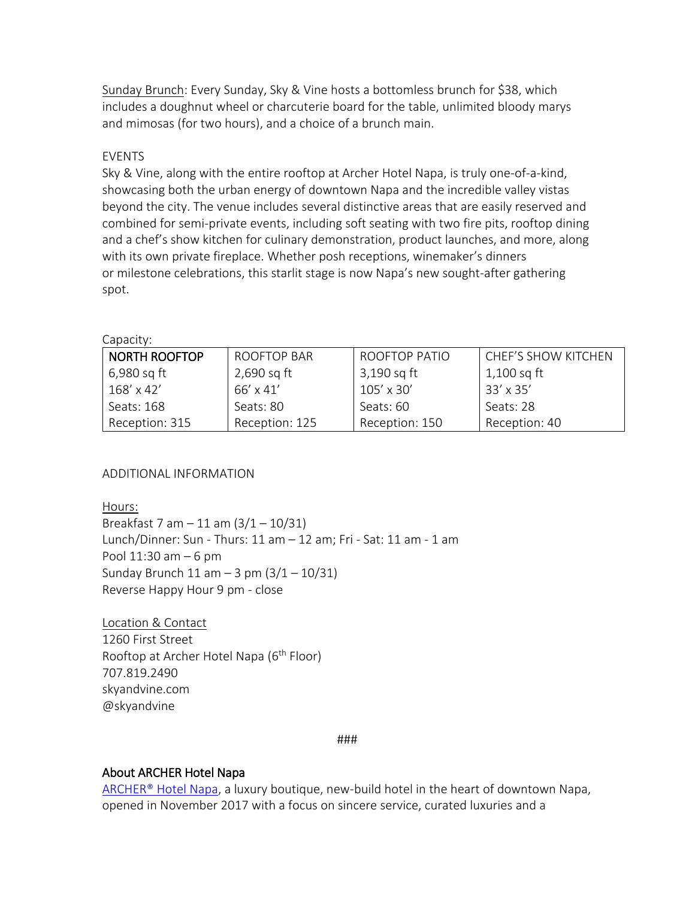Sunday Brunch: Every Sunday, Sky & Vine hosts a bottomless brunch for $38, which includes a doughnut wheel or charcuterie board for the table, unlimited bloody marys and mimosas (for two hours), and a choice of a brunch main.

EVENTS

Sky & Vine, along with the entire rooftop at Archer Hotel Napa, is truly one-of-a-kind, showcasing both the urban energy of downtown Napa and the incredible valley vistas beyond the city. The venue includes several distinctive areas that are easily reserved and combined for semi-private events, including soft seating with two fire pits, rooftop dining and a chef's show kitchen for culinary demonstration, product launches, and more, along with its own private fireplace. Whether posh receptions, winemaker's dinners or milestone celebrations, this starlit stage is now Napa's new sought-after gathering spot.

Capacity:

| NORTH ROOFTOP | ROOFTOP BAR | ROOFTOP PATIO | CHEF'S SHOW KITCHEN |
|---|---|---|---|
| 6,980 sq ft | 2,690 sq ft | 3,190 sq ft | 1,100 sq ft |
| 168' x 42' | 66' x 41' | 105' x 30' | 33' x 35' |
| Seats: 168 | Seats: 80 | Seats: 60 | Seats: 28 |
| Reception: 315 | Reception: 125 | Reception: 150 | Reception: 40 |

ADDITIONAL INFORMATION

Hours:
Breakfast 7 am – 11 am (3/1 – 10/31)
Lunch/Dinner: Sun - Thurs: 11 am – 12 am; Fri - Sat: 11 am - 1 am
Pool 11:30 am – 6 pm
Sunday Brunch 11 am – 3 pm (3/1 – 10/31)
Reverse Happy Hour 9 pm - close

Location & Contact
1260 First Street
Rooftop at Archer Hotel Napa (6th Floor)
707.819.2490
skyandvine.com
@skyandvine

###

**About ARCHER Hotel Napa**

ARCHER® Hotel Napa, a luxury boutique, new-build hotel in the heart of downtown Napa, opened in November 2017 with a focus on sincere service, curated luxuries and a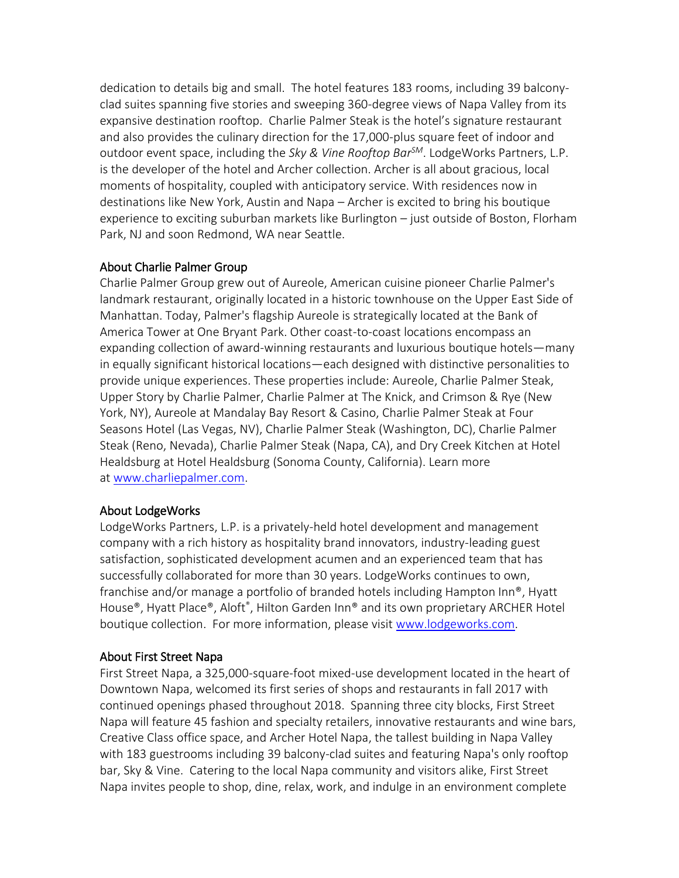dedication to details big and small. The hotel features 183 rooms, including 39 balcony-clad suites spanning five stories and sweeping 360-degree views of Napa Valley from its expansive destination rooftop. Charlie Palmer Steak is the hotel's signature restaurant and also provides the culinary direction for the 17,000-plus square feet of indoor and outdoor event space, including the *Sky & Vine Rooftop Bar*SM. LodgeWorks Partners, L.P. is the developer of the hotel and Archer collection. Archer is all about gracious, local moments of hospitality, coupled with anticipatory service. With residences now in destinations like New York, Austin and Napa – Archer is excited to bring his boutique experience to exciting suburban markets like Burlington – just outside of Boston, Florham Park, NJ and soon Redmond, WA near Seattle.

## About Charlie Palmer Group

Charlie Palmer Group grew out of Aureole, American cuisine pioneer Charlie Palmer's landmark restaurant, originally located in a historic townhouse on the Upper East Side of Manhattan. Today, Palmer's flagship Aureole is strategically located at the Bank of America Tower at One Bryant Park. Other coast-to-coast locations encompass an expanding collection of award-winning restaurants and luxurious boutique hotels—many in equally significant historical locations—each designed with distinctive personalities to provide unique experiences. These properties include: Aureole, Charlie Palmer Steak, Upper Story by Charlie Palmer, Charlie Palmer at The Knick, and Crimson & Rye (New York, NY), Aureole at Mandalay Bay Resort & Casino, Charlie Palmer Steak at Four Seasons Hotel (Las Vegas, NV), Charlie Palmer Steak (Washington, DC), Charlie Palmer Steak (Reno, Nevada), Charlie Palmer Steak (Napa, CA), and Dry Creek Kitchen at Hotel Healdsburg at Hotel Healdsburg (Sonoma County, California). Learn more at [www.charliepalmer.com](www.charliepalmer.com).

## About LodgeWorks

LodgeWorks Partners, L.P. is a privately-held hotel development and management company with a rich history as hospitality brand innovators, industry-leading guest satisfaction, sophisticated development acumen and an experienced team that has successfully collaborated for more than 30 years. LodgeWorks continues to own, franchise and/or manage a portfolio of branded hotels including Hampton Inn®, Hyatt House®, Hyatt Place®, Aloft®, Hilton Garden Inn® and its own proprietary ARCHER Hotel boutique collection. For more information, please visit [www.lodgeworks.com](www.lodgeworks.com).

## About First Street Napa

First Street Napa, a 325,000-square-foot mixed-use development located in the heart of Downtown Napa, welcomed its first series of shops and restaurants in fall 2017 with continued openings phased throughout 2018. Spanning three city blocks, First Street Napa will feature 45 fashion and specialty retailers, innovative restaurants and wine bars, Creative Class office space, and Archer Hotel Napa, the tallest building in Napa Valley with 183 guestrooms including 39 balcony-clad suites and featuring Napa's only rooftop bar, Sky & Vine. Catering to the local Napa community and visitors alike, First Street Napa invites people to shop, dine, relax, work, and indulge in an environment complete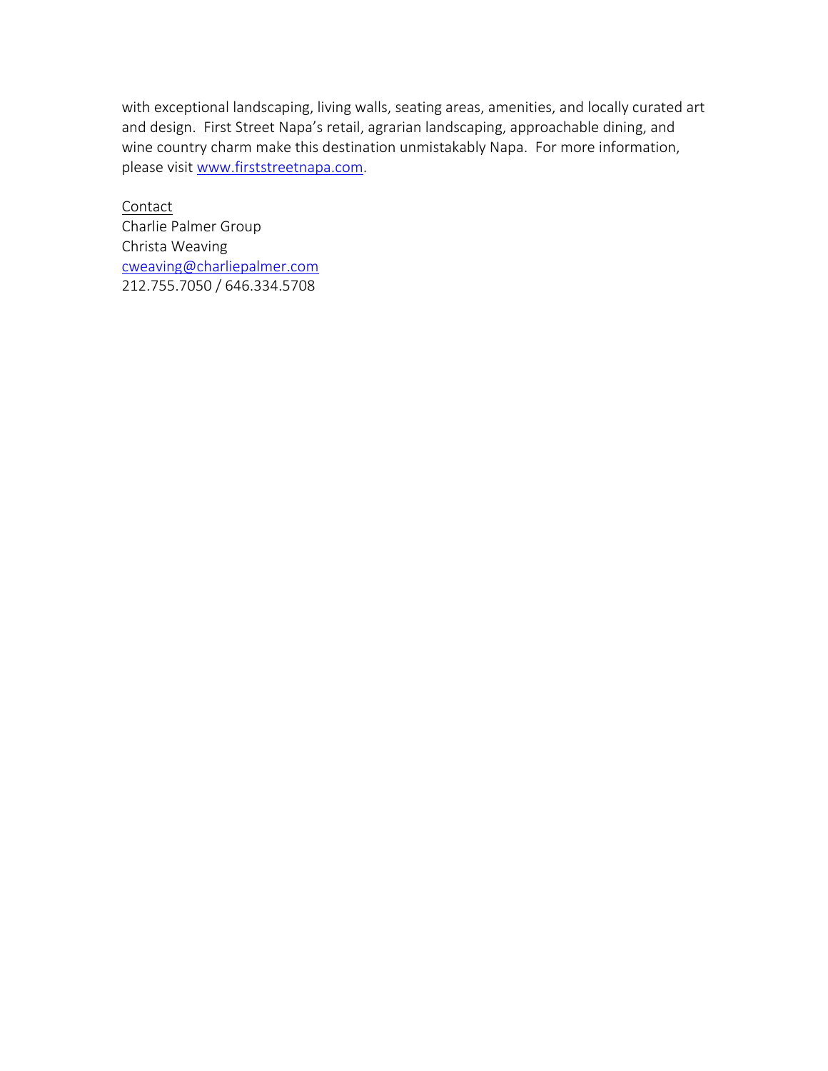with exceptional landscaping, living walls, seating areas, amenities, and locally curated art and design.  First Street Napa's retail, agrarian landscaping, approachable dining, and wine country charm make this destination unmistakably Napa.  For more information, please visit [www.firststreetnapa.com](http://www.firststreetnapa.com).

Contact
Charlie Palmer Group
Christa Weaving
[cweaving@charliepalmer.com](mailto:cweaving@charliepalmer.com)
212.755.7050 / 646.334.5708